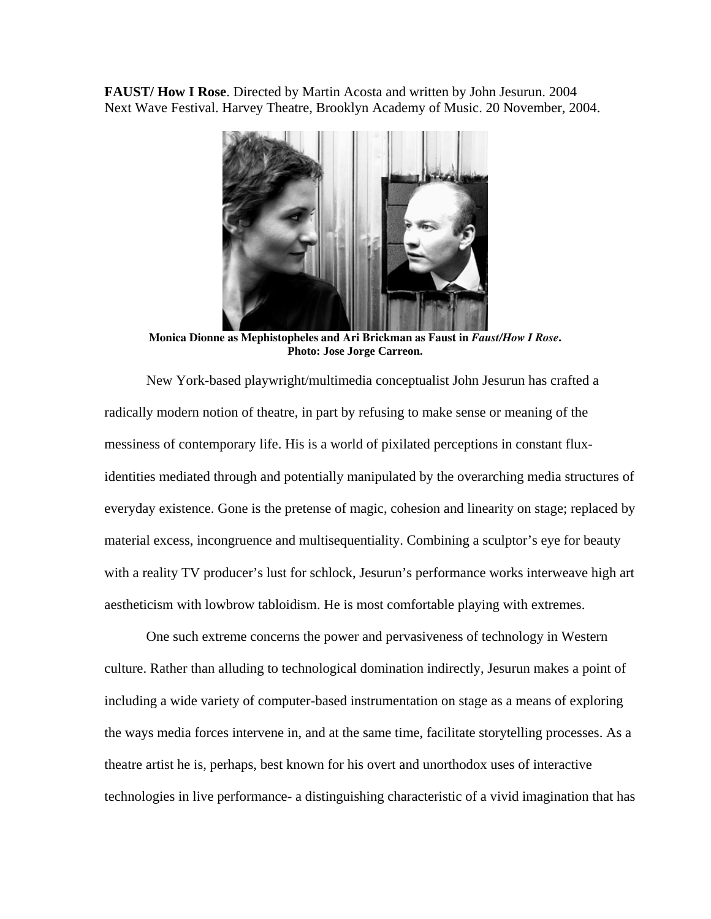**FAUST/ How I Rose**. Directed by Martin Acosta and written by John Jesurun. 2004 Next Wave Festival. Harvey Theatre, Brooklyn Academy of Music. 20 November, 2004.

**Monica Dionne as Mephistopheles and Ari Brickman as Faust in *Faust/How I Rose*. Photo: Jose Jorge Carreon.**

New York-based playwright/multimedia conceptualist John Jesurun has crafted a radically modern notion of theatre, in part by refusing to make sense or meaning of the messiness of contemporary life. His is a world of pixilated perceptions in constant flux- identities mediated through and potentially manipulated by the overarching media structures of everyday existence. Gone is the pretense of magic, cohesion and linearity on stage; replaced by material excess, incongruence and multisequentiality. Combining a sculptor's eye for beauty with a reality TV producer's lust for schlock, Jesurun's performance works interweave high art aestheticism with lowbrow tabloidism. He is most comfortable playing with extremes.

One such extreme concerns the power and pervasiveness of technology in Western culture. Rather than alluding to technological domination indirectly, Jesurun makes a point of including a wide variety of computer-based instrumentation on stage as a means of exploring the ways media forces intervene in, and at the same time, facilitate storytelling processes. As a theatre artist he is, perhaps, best known for his overt and unorthodox uses of interactive technologies in live performance- a distinguishing characteristic of a vivid imagination that has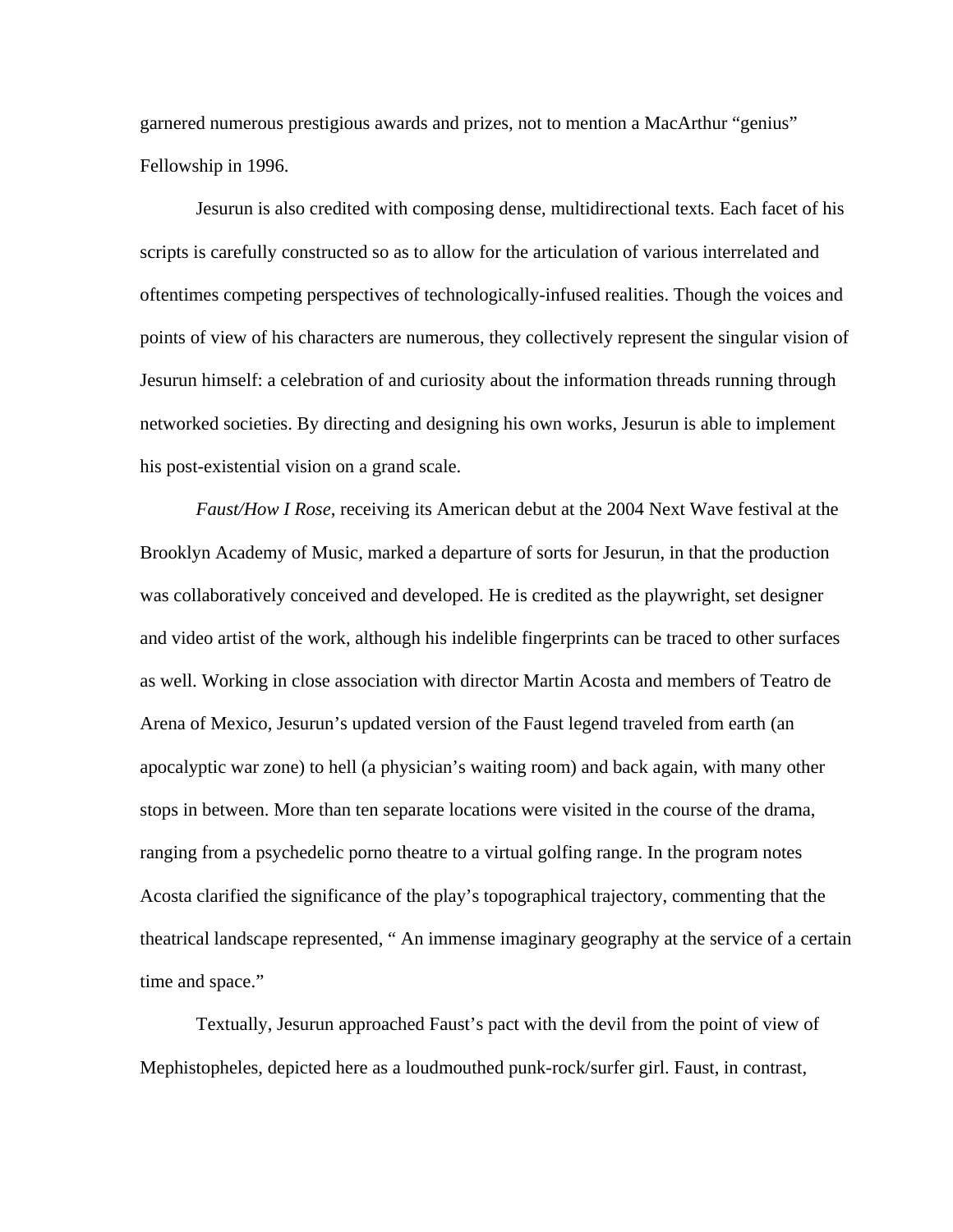garnered numerous prestigious awards and prizes, not to mention a MacArthur "genius" Fellowship in 1996.

Jesurun is also credited with composing dense, multidirectional texts. Each facet of his scripts is carefully constructed so as to allow for the articulation of various interrelated and oftentimes competing perspectives of technologically-infused realities. Though the voices and points of view of his characters are numerous, they collectively represent the singular vision of Jesurun himself: a celebration of and curiosity about the information threads running through networked societies. By directing and designing his own works, Jesurun is able to implement his post-existential vision on a grand scale.

*Faust/How I Rose*, receiving its American debut at the 2004 Next Wave festival at the Brooklyn Academy of Music, marked a departure of sorts for Jesurun, in that the production was collaboratively conceived and developed. He is credited as the playwright, set designer and video artist of the work, although his indelible fingerprints can be traced to other surfaces as well. Working in close association with director Martin Acosta and members of Teatro de Arena of Mexico, Jesurun's updated version of the Faust legend traveled from earth (an apocalyptic war zone) to hell (a physician's waiting room) and back again, with many other stops in between. More than ten separate locations were visited in the course of the drama, ranging from a psychedelic porno theatre to a virtual golfing range. In the program notes Acosta clarified the significance of the play's topographical trajectory, commenting that the theatrical landscape represented, " An immense imaginary geography at the service of a certain time and space."

Textually, Jesurun approached Faust's pact with the devil from the point of view of Mephistopheles, depicted here as a loudmouthed punk-rock/surfer girl. Faust, in contrast,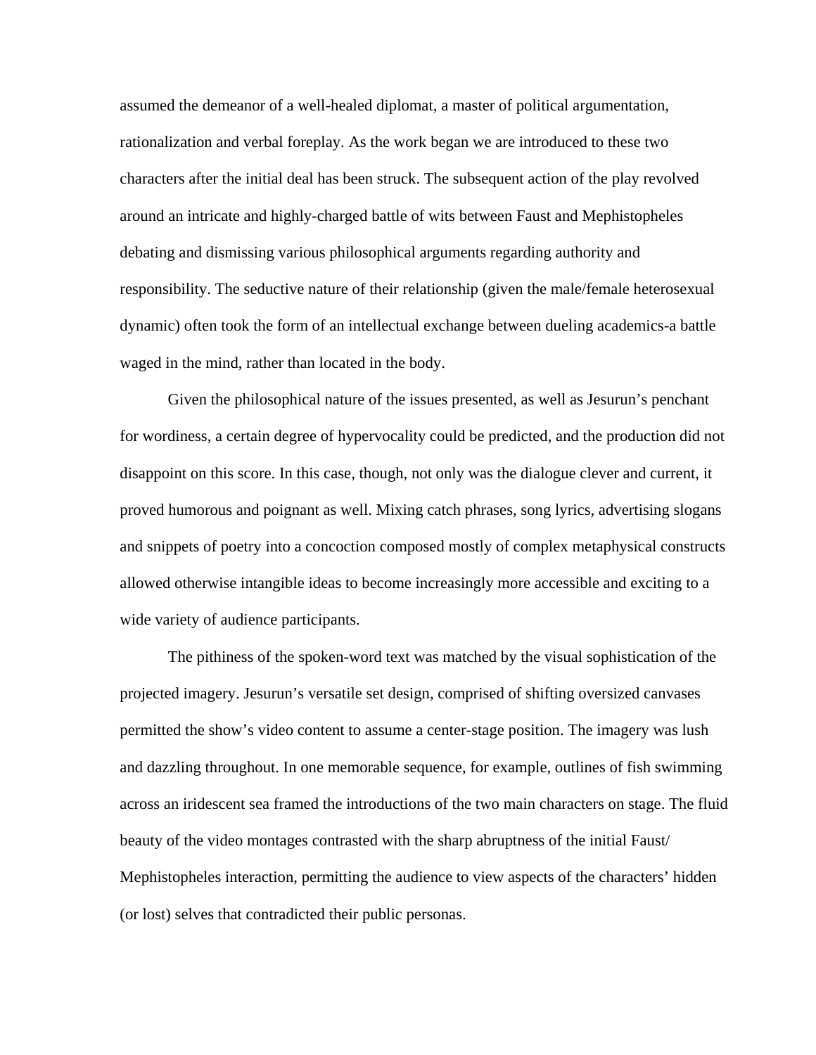assumed the demeanor of a well-healed diplomat, a master of political argumentation, rationalization and verbal foreplay. As the work began we are introduced to these two characters after the initial deal has been struck. The subsequent action of the play revolved around an intricate and highly-charged battle of wits between Faust and Mephistopheles debating and dismissing various philosophical arguments regarding authority and responsibility. The seductive nature of their relationship (given the male/female heterosexual dynamic) often took the form of an intellectual exchange between dueling academics-a battle waged in the mind, rather than located in the body.

Given the philosophical nature of the issues presented, as well as Jesurun's penchant for wordiness, a certain degree of hypervocality could be predicted, and the production did not disappoint on this score. In this case, though, not only was the dialogue clever and current, it proved humorous and poignant as well. Mixing catch phrases, song lyrics, advertising slogans and snippets of poetry into a concoction composed mostly of complex metaphysical constructs allowed otherwise intangible ideas to become increasingly more accessible and exciting to a wide variety of audience participants.

The pithiness of the spoken-word text was matched by the visual sophistication of the projected imagery. Jesurun's versatile set design, comprised of shifting oversized canvases permitted the show's video content to assume a center-stage position. The imagery was lush and dazzling throughout. In one memorable sequence, for example, outlines of fish swimming across an iridescent sea framed the introductions of the two main characters on stage. The fluid beauty of the video montages contrasted with the sharp abruptness of the initial Faust/ Mephistopheles interaction, permitting the audience to view aspects of the characters' hidden (or lost) selves that contradicted their public personas.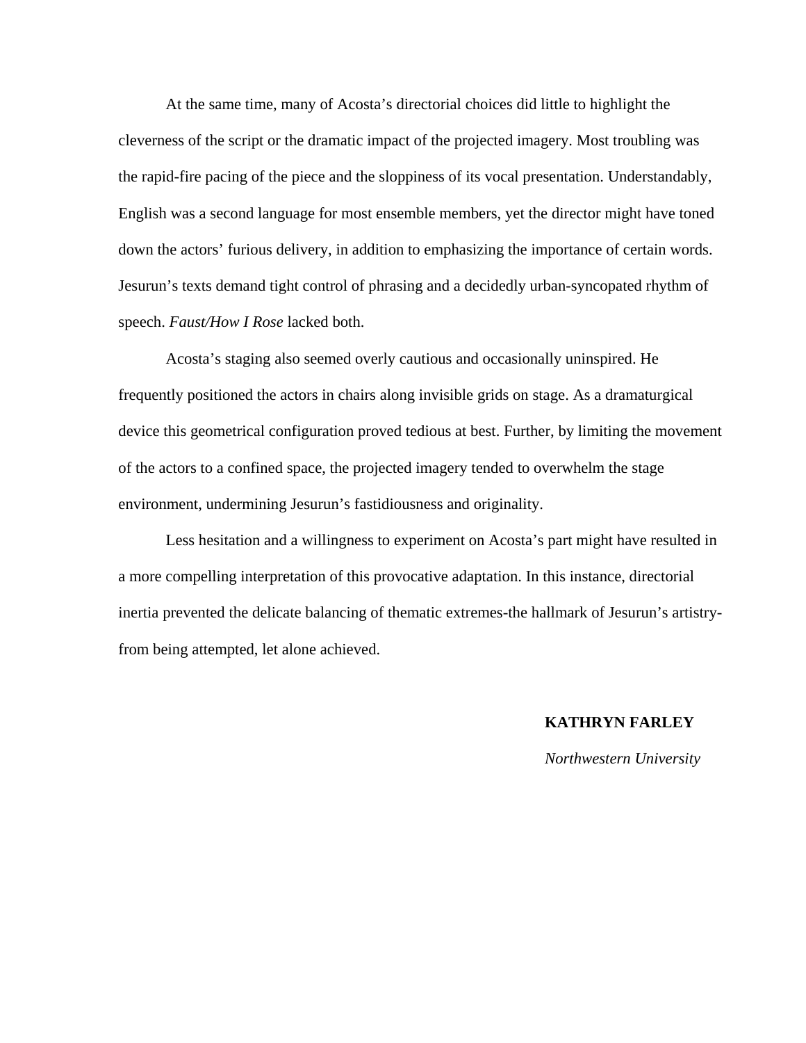At the same time, many of Acosta's directorial choices did little to highlight the cleverness of the script or the dramatic impact of the projected imagery. Most troubling was the rapid-fire pacing of the piece and the sloppiness of its vocal presentation. Understandably, English was a second language for most ensemble members, yet the director might have toned down the actors' furious delivery, in addition to emphasizing the importance of certain words. Jesurun's texts demand tight control of phrasing and a decidedly urban-syncopated rhythm of speech. *Faust/How I Rose* lacked both.

Acosta's staging also seemed overly cautious and occasionally uninspired. He frequently positioned the actors in chairs along invisible grids on stage. As a dramaturgical device this geometrical configuration proved tedious at best. Further, by limiting the movement of the actors to a confined space, the projected imagery tended to overwhelm the stage environment, undermining Jesurun's fastidiousness and originality.

Less hesitation and a willingness to experiment on Acosta's part might have resulted in a more compelling interpretation of this provocative adaptation. In this instance, directorial inertia prevented the delicate balancing of thematic extremes-the hallmark of Jesurun's artistry-from being attempted, let alone achieved.

**KATHRYN FARLEY**

*Northwestern University*